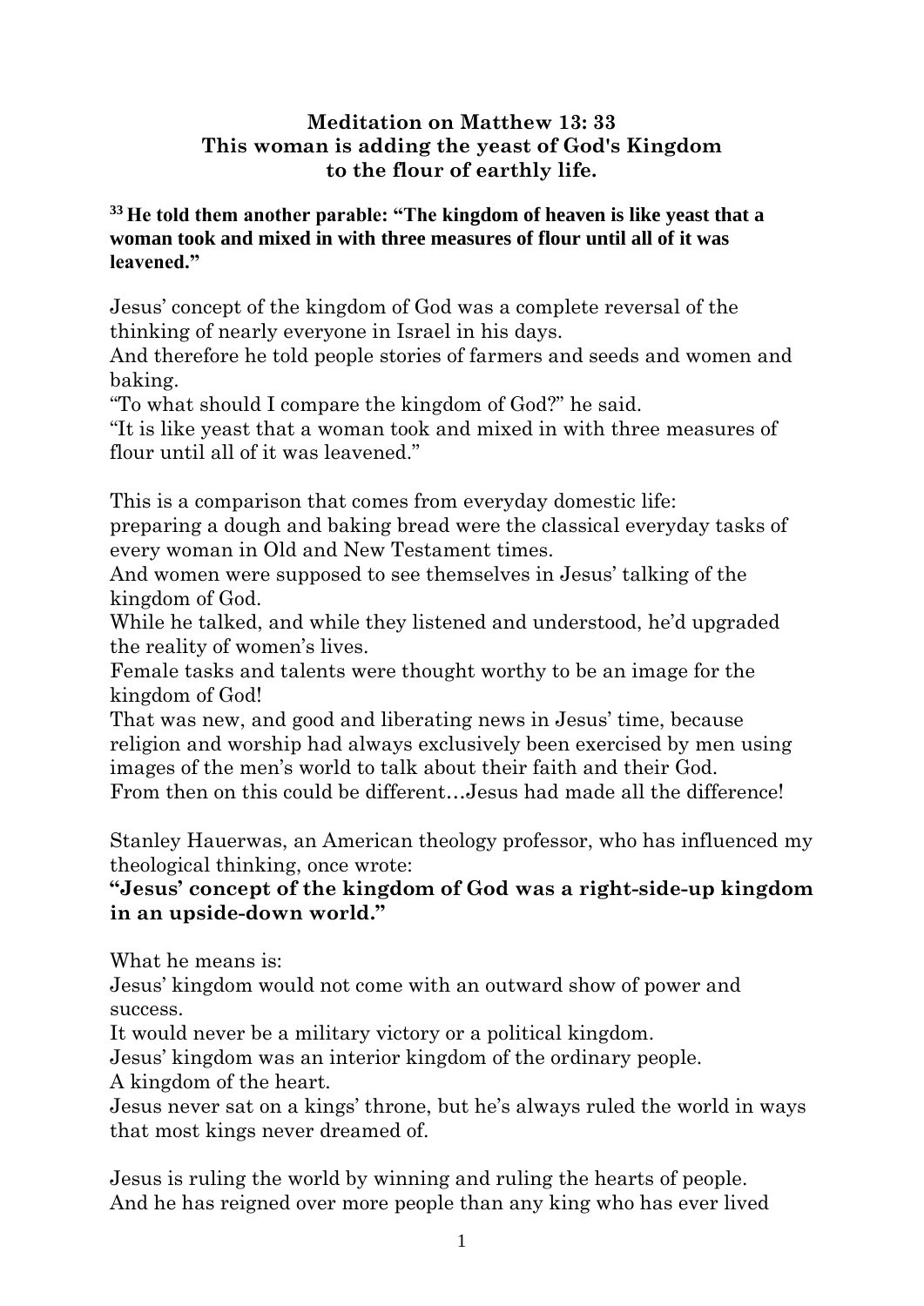# Meditation on Matthew 13: 33
## This woman is adding the yeast of God's Kingdom to the flour of earthly life.

**[33] He told them another parable: "The kingdom of heaven is like yeast that a woman took and mixed in with three measures of flour until all of it was leavened."**

Jesus' concept of the kingdom of God was a complete reversal of the thinking of nearly everyone in Israel in his days.
And therefore he told people stories of farmers and seeds and women and baking.
"To what should I compare the kingdom of God?" he said.
"It is like yeast that a woman took and mixed in with three measures of flour until all of it was leavened."

This is a comparison that comes from everyday domestic life:
preparing a dough and baking bread were the classical everyday tasks of every woman in Old and New Testament times.
And women were supposed to see themselves in Jesus' talking of the kingdom of God.
While he talked, and while they listened and understood, he'd upgraded the reality of women's lives.
Female tasks and talents were thought worthy to be an image for the kingdom of God!
That was new, and good and liberating news in Jesus' time, because religion and worship had always exclusively been exercised by men using images of the men's world to talk about their faith and their God.
From then on this could be different…Jesus had made all the difference!

Stanley Hauerwas, an American theology professor, who has influenced my theological thinking, once wrote:
**"Jesus' concept of the kingdom of God was a right-side-up kingdom in an upside-down world."**

What he means is:
Jesus' kingdom would not come with an outward show of power and success.
It would never be a military victory or a political kingdom.
Jesus' kingdom was an interior kingdom of the ordinary people.
A kingdom of the heart.
Jesus never sat on a kings' throne, but he's always ruled the world in ways that most kings never dreamed of.

Jesus is ruling the world by winning and ruling the hearts of people.
And he has reigned over more people than any king who has ever lived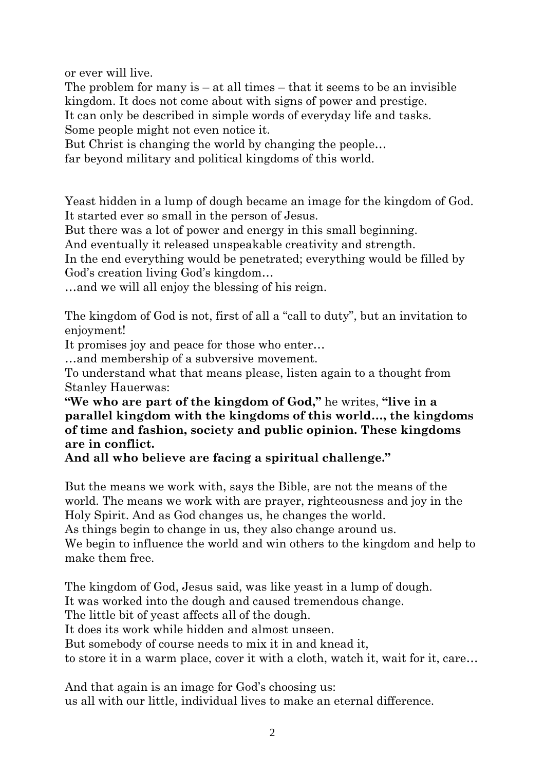or ever will live.
The problem for many is – at all times – that it seems to be an invisible kingdom. It does not come about with signs of power and prestige.
It can only be described in simple words of everyday life and tasks.
Some people might not even notice it.
But Christ is changing the world by changing the people…
far beyond military and political kingdoms of this world.

Yeast hidden in a lump of dough became an image for the kingdom of God.
It started ever so small in the person of Jesus.
But there was a lot of power and energy in this small beginning.
And eventually it released unspeakable creativity and strength.
In the end everything would be penetrated; everything would be filled by God's creation living God's kingdom…
…and we will all enjoy the blessing of his reign.

The kingdom of God is not, first of all a "call to duty", but an invitation to enjoyment!
It promises joy and peace for those who enter…
…and membership of a subversive movement.
To understand what that means please, listen again to a thought from Stanley Hauerwas:
**"We who are part of the kingdom of God,"** he writes, **"live in a parallel kingdom with the kingdoms of this world…, the kingdoms of time and fashion, society and public opinion. These kingdoms are in conflict.**
**And all who believe are facing a spiritual challenge."**

But the means we work with, says the Bible, are not the means of the world. The means we work with are prayer, righteousness and joy in the Holy Spirit. And as God changes us, he changes the world.
As things begin to change in us, they also change around us.
We begin to influence the world and win others to the kingdom and help to make them free.

The kingdom of God, Jesus said, was like yeast in a lump of dough.
It was worked into the dough and caused tremendous change.
The little bit of yeast affects all of the dough.
It does its work while hidden and almost unseen.
But somebody of course needs to mix it in and knead it,
to store it in a warm place, cover it with a cloth, watch it, wait for it, care…

And that again is an image for God's choosing us:
us all with our little, individual lives to make an eternal difference.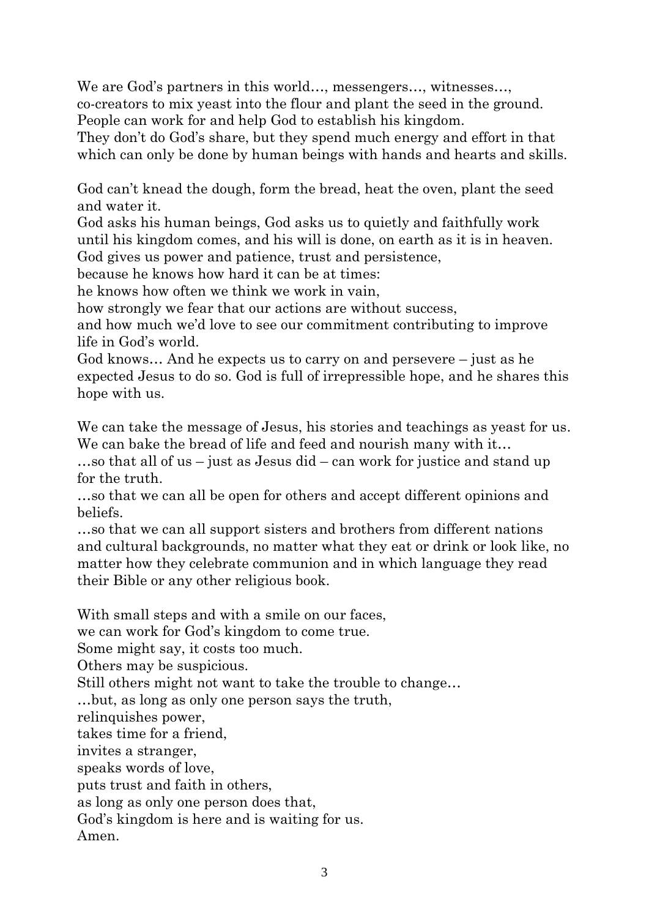We are God's partners in this world…, messengers…, witnesses…,
co-creators to mix yeast into the flour and plant the seed in the ground.
People can work for and help God to establish his kingdom.
They don't do God's share, but they spend much energy and effort in that which can only be done by human beings with hands and hearts and skills.

God can't knead the dough, form the bread, heat the oven, plant the seed and water it.
God asks his human beings, God asks us to quietly and faithfully work until his kingdom comes, and his will is done, on earth as it is in heaven.
God gives us power and patience, trust and persistence,
because he knows how hard it can be at times:
he knows how often we think we work in vain,
how strongly we fear that our actions are without success,
and how much we'd love to see our commitment contributing to improve life in God's world.
God knows… And he expects us to carry on and persevere – just as he expected Jesus to do so. God is full of irrepressible hope, and he shares this hope with us.

We can take the message of Jesus, his stories and teachings as yeast for us.
We can bake the bread of life and feed and nourish many with it…
…so that all of us – just as Jesus did – can work for justice and stand up for the truth.
…so that we can all be open for others and accept different opinions and beliefs.
…so that we can all support sisters and brothers from different nations and cultural backgrounds, no matter what they eat or drink or look like, no matter how they celebrate communion and in which language they read their Bible or any other religious book.

With small steps and with a smile on our faces,
we can work for God's kingdom to come true.
Some might say, it costs too much.
Others may be suspicious.
Still others might not want to take the trouble to change…
…but, as long as only one person says the truth,
relinquishes power,
takes time for a friend,
invites a stranger,
speaks words of love,
puts trust and faith in others,
as long as only one person does that,
God's kingdom is here and is waiting for us.
Amen.